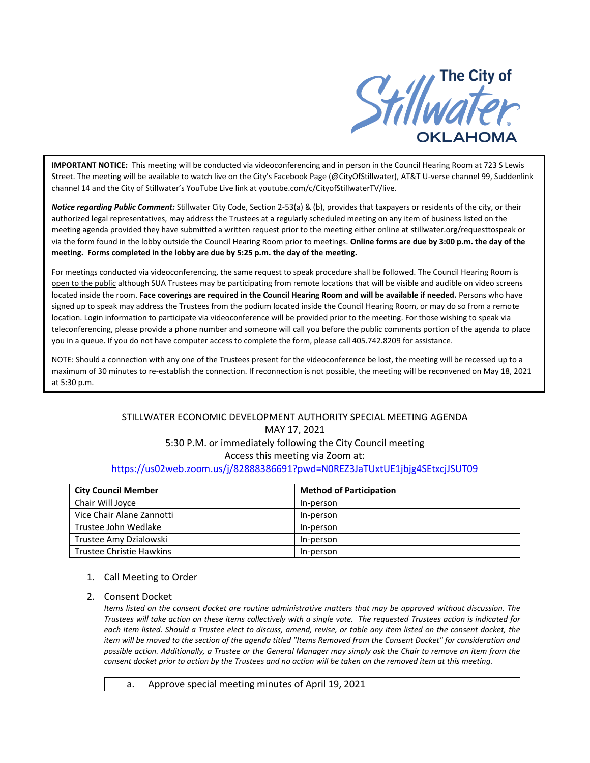The City of Stillwater OKLAHOMA

**IMPORTANT NOTICE:** This meeting will be conducted via videoconferencing and in person in the Council Hearing Room at 723 S Lewis Street. The meeting will be available to watch live on the City's Facebook Page (@CityOfStillwater), AT&T U-verse channel 99, Suddenlink channel 14 and the City of Stillwater's YouTube Live link at youtube.com/c/CityofStillwaterTV/live.

***Notice regarding Public Comment:*** Stillwater City Code, Section 2-53(a) & (b), provides that taxpayers or residents of the city, or their authorized legal representatives, may address the Trustees at a regularly scheduled meeting on any item of business listed on the meeting agenda provided they have submitted a written request prior to the meeting either online at stillwater.org/requesttospeak or via the form found in the lobby outside the Council Hearing Room prior to meetings. **Online forms are due by 3:00 p.m. the day of the meeting. Forms completed in the lobby are due by 5:25 p.m. the day of the meeting.**

For meetings conducted via videoconferencing, the same request to speak procedure shall be followed. The Council Hearing Room is open to the public although SUA Trustees may be participating from remote locations that will be visible and audible on video screens located inside the room. **Face coverings are required in the Council Hearing Room and will be available if needed.** Persons who have signed up to speak may address the Trustees from the podium located inside the Council Hearing Room, or may do so from a remote location. Login information to participate via videoconference will be provided prior to the meeting. For those wishing to speak via teleconferencing, please provide a phone number and someone will call you before the public comments portion of the agenda to place you in a queue. If you do not have computer access to complete the form, please call 405.742.8209 for assistance.

NOTE: Should a connection with any one of the Trustees present for the videoconference be lost, the meeting will be recessed up to a maximum of 30 minutes to re-establish the connection. If reconnection is not possible, the meeting will be reconvened on May 18, 2021 at 5:30 p.m.

STILLWATER ECONOMIC DEVELOPMENT AUTHORITY SPECIAL MEETING AGENDA
MAY 17, 2021
5:30 P.M. or immediately following the City Council meeting
Access this meeting via Zoom at:
https://us02web.zoom.us/j/82888386691?pwd=N0REZ3JaTUxtUE1jbjg4SEtxcjJSUT09

| City Council Member | Method of Participation |
|---|---|
| Chair Will Joyce | In-person |
| Vice Chair Alane Zannotti | In-person |
| Trustee John Wedlake | In-person |
| Trustee Amy Dzialowski | In-person |
| Trustee Christie Hawkins | In-person |

1. Call Meeting to Order
2. Consent Docket

   *Items listed on the consent docket are routine administrative matters that may be approved without discussion. The Trustees will take action on these items collectively with a single vote. The requested Trustees action is indicated for each item listed. Should a Trustee elect to discuss, amend, revise, or table any item listed on the consent docket, the item will be moved to the section of the agenda titled "Items Removed from the Consent Docket" for consideration and possible action. Additionally, a Trustee or the General Manager may simply ask the Chair to remove an item from the consent docket prior to action by the Trustees and no action will be taken on the removed item at this meeting.*

| | | |
|---|---|---|
| a. | Approve special meeting minutes of April 19, 2021 | |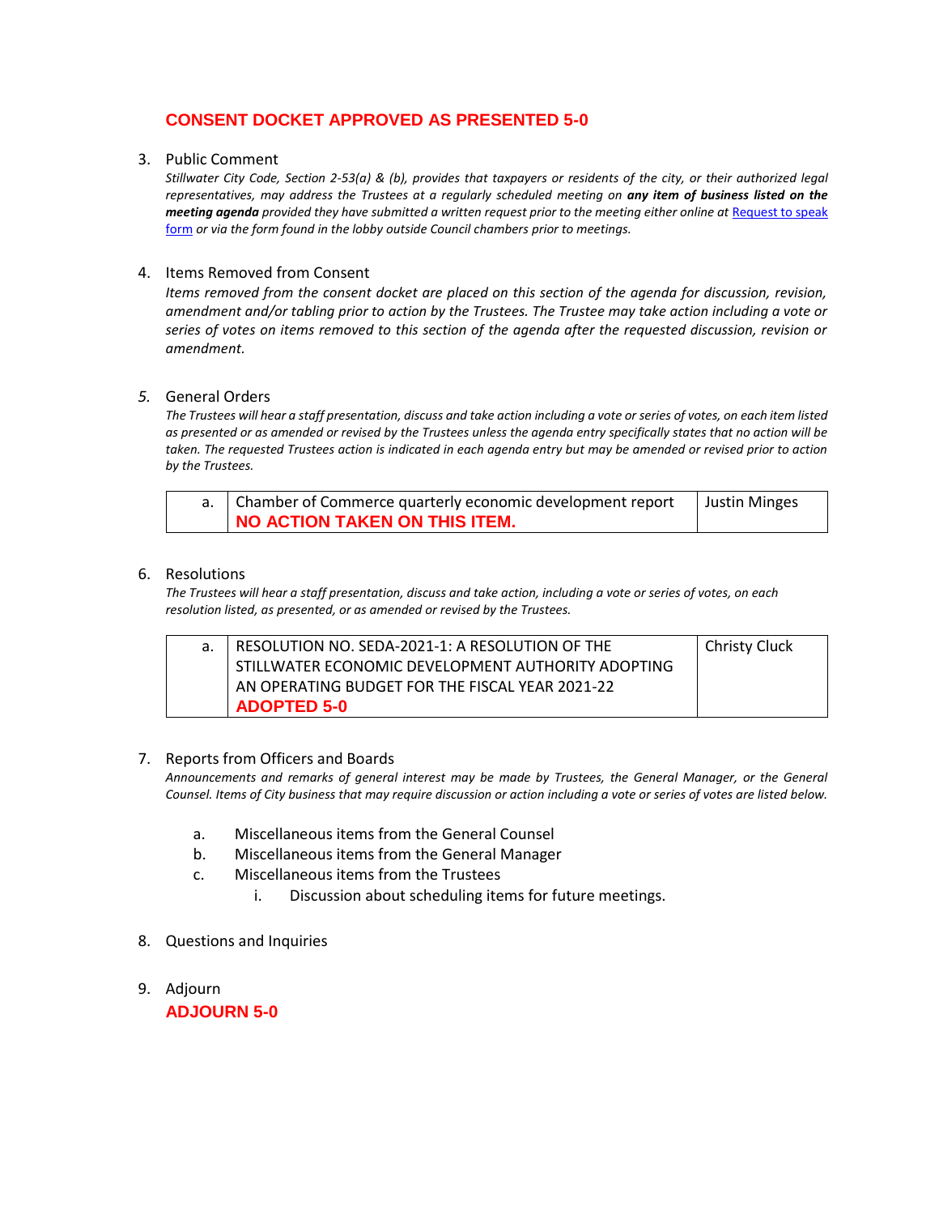**CONSENT DOCKET APPROVED AS PRESENTED 5-0**

3. Public Comment

   *Stillwater City Code, Section 2-53(a) & (b), provides that taxpayers or residents of the city, or their authorized legal representatives, may address the Trustees at a regularly scheduled meeting on **any item of business listed on the meeting agenda** provided they have submitted a written request prior to the meeting either online at [Request to speak form]() or via the form found in the lobby outside Council chambers prior to meetings.*

4. Items Removed from Consent

   *Items removed from the consent docket are placed on this section of the agenda for discussion, revision, amendment and/or tabling prior to action by the Trustees. The Trustee may take action including a vote or series of votes on items removed to this section of the agenda after the requested discussion, revision or amendment.*

5. General Orders

   *The Trustees will hear a staff presentation, discuss and take action including a vote or series of votes, on each item listed as presented or as amended or revised by the Trustees unless the agenda entry specifically states that no action will be taken. The requested Trustees action is indicated in each agenda entry but may be amended or revised prior to action by the Trustees.*

| | | |
|---|---|---|
| a. | Chamber of Commerce quarterly economic development report **NO ACTION TAKEN ON THIS ITEM.** | Justin Minges |

6. Resolutions

   *The Trustees will hear a staff presentation, discuss and take action, including a vote or series of votes, on each resolution listed, as presented, or as amended or revised by the Trustees.*

| | | |
|---|---|---|
| a. | RESOLUTION NO. SEDA-2021-1: A RESOLUTION OF THE STILLWATER ECONOMIC DEVELOPMENT AUTHORITY ADOPTING AN OPERATING BUDGET FOR THE FISCAL YEAR 2021-22 **ADOPTED 5-0** | Christy Cluck |

7. Reports from Officers and Boards

   *Announcements and remarks of general interest may be made by Trustees, the General Manager, or the General Counsel. Items of City business that may require discussion or action including a vote or series of votes are listed below.*

   a. Miscellaneous items from the General Counsel
   b. Miscellaneous items from the General Manager
   c. Miscellaneous items from the Trustees
      i. Discussion about scheduling items for future meetings.

8. Questions and Inquiries

9. Adjourn

   **ADJOURN 5-0**